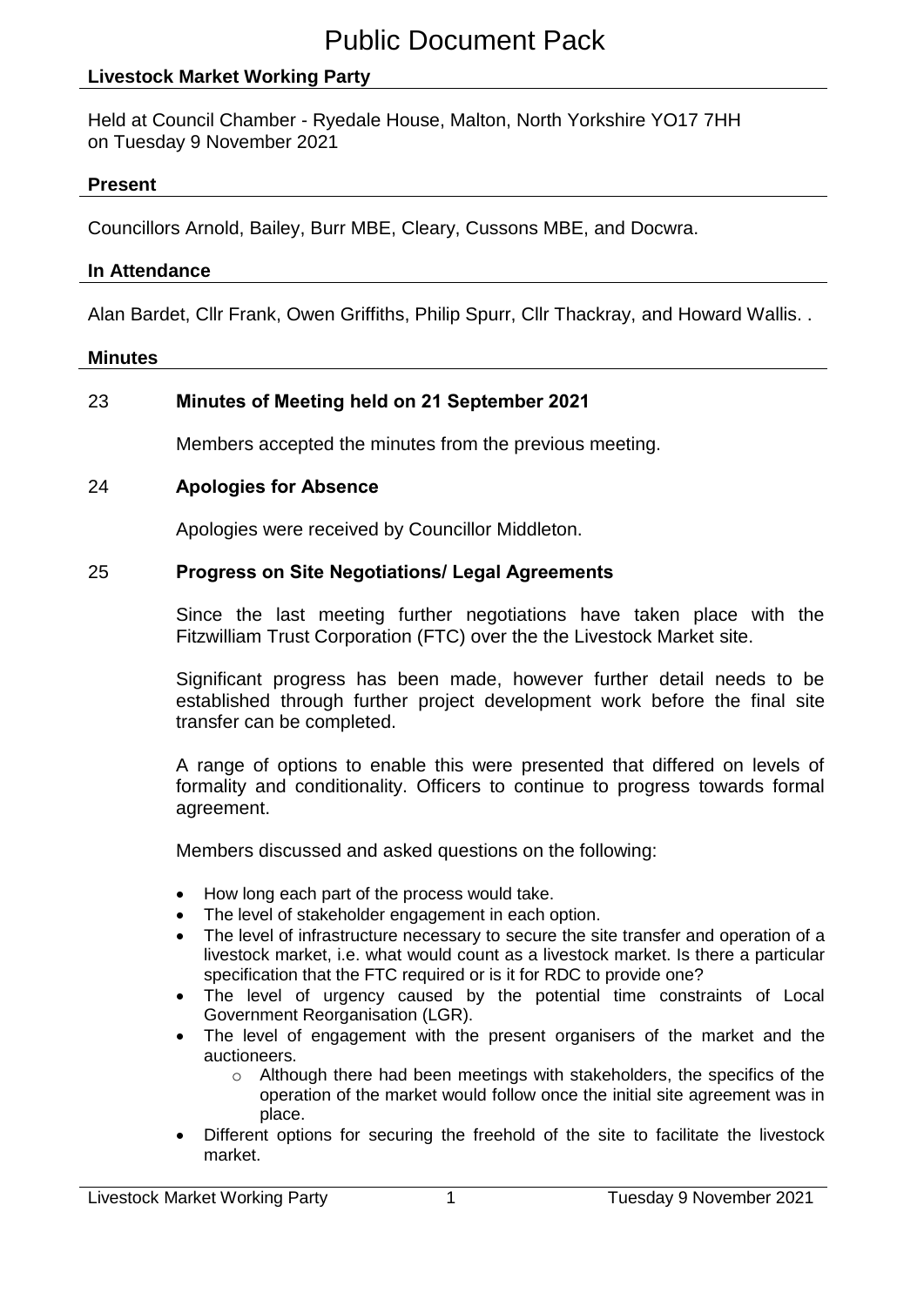# Public Document Pack

## Livestock Market Working Party

Held at Council Chamber - Ryedale House, Malton, North Yorkshire YO17 7HH
on Tuesday 9 November 2021

### Present

Councillors Arnold, Bailey, Burr MBE, Cleary, Cussons MBE, and Docwra.

### In Attendance

Alan Bardet, Cllr Frank, Owen Griffiths, Philip Spurr, Cllr Thackray, and Howard Wallis. .

### Minutes

**23 Minutes of Meeting held on 21 September 2021**

Members accepted the minutes from the previous meeting.

**24 Apologies for Absence**

Apologies were received by Councillor Middleton.

**25 Progress on Site Negotiations/ Legal Agreements**

Since the last meeting further negotiations have taken place with the Fitzwilliam Trust Corporation (FTC) over the the Livestock Market site.

Significant progress has been made, however further detail needs to be established through further project development work before the final site transfer can be completed.

A range of options to enable this were presented that differed on levels of formality and conditionality. Officers to continue to progress towards formal agreement.

Members discussed and asked questions on the following:

- How long each part of the process would take.
- The level of stakeholder engagement in each option.
- The level of infrastructure necessary to secure the site transfer and operation of a livestock market, i.e. what would count as a livestock market. Is there a particular specification that the FTC required or is it for RDC to provide one?
- The level of urgency caused by the potential time constraints of Local Government Reorganisation (LGR).
- The level of engagement with the present organisers of the market and the auctioneers.
    - Although there had been meetings with stakeholders, the specifics of the operation of the market would follow once the initial site agreement was in place.
- Different options for securing the freehold of the site to facilitate the livestock market.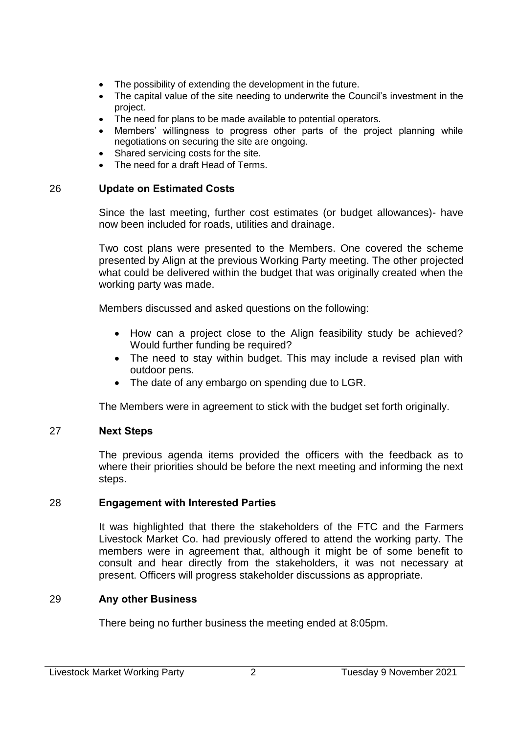- The possibility of extending the development in the future.
- The capital value of the site needing to underwrite the Council's investment in the project.
- The need for plans to be made available to potential operators.
- Members' willingness to progress other parts of the project planning while negotiations on securing the site are ongoing.
- Shared servicing costs for the site.
- The need for a draft Head of Terms.

## 26 Update on Estimated Costs

Since the last meeting, further cost estimates (or budget allowances)- have now been included for roads, utilities and drainage.

Two cost plans were presented to the Members. One covered the scheme presented by Align at the previous Working Party meeting. The other projected what could be delivered within the budget that was originally created when the working party was made.

Members discussed and asked questions on the following:

- How can a project close to the Align feasibility study be achieved? Would further funding be required?
- The need to stay within budget. This may include a revised plan with outdoor pens.
- The date of any embargo on spending due to LGR.

The Members were in agreement to stick with the budget set forth originally.

## 27 Next Steps

The previous agenda items provided the officers with the feedback as to where their priorities should be before the next meeting and informing the next steps.

## 28 Engagement with Interested Parties

It was highlighted that there the stakeholders of the FTC and the Farmers Livestock Market Co. had previously offered to attend the working party. The members were in agreement that, although it might be of some benefit to consult and hear directly from the stakeholders, it was not necessary at present. Officers will progress stakeholder discussions as appropriate.

## 29 Any other Business

There being no further business the meeting ended at 8:05pm.